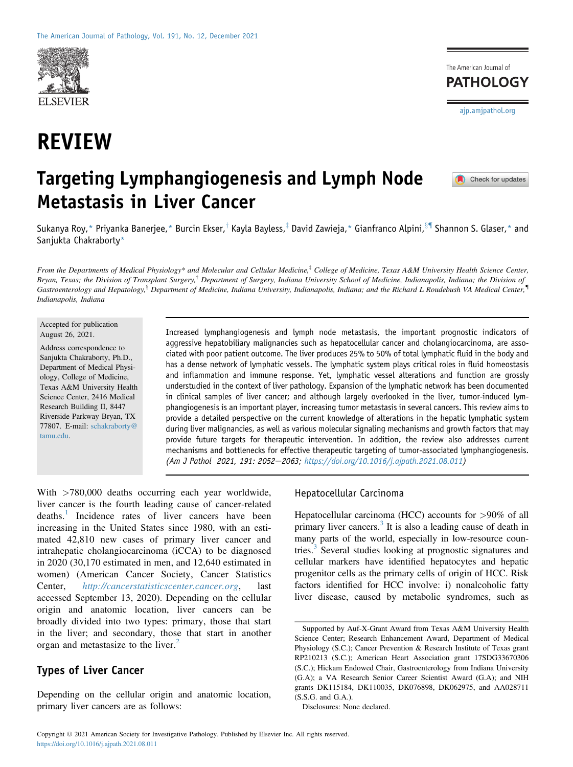# REVIEW

# Targeting Lymphangiogenesis and Lymph Node Metastasis in Liver Cancer

Sukanya Roy,* Priyanka Banerjee,* Burcin Ekser,† Kayla Bayless,‡ David Zawieja,* Gianfranco Alpini,§¶ Shannon S. Glaser,* and Sanjukta Chakraborty*

*From the Departments of Medical Physiology\* and Molecular and Cellular Medicine,‡ College of Medicine, Texas A&M University Health Science Center, Bryan, Texas; the Division of Transplant Surgery,† Department of Surgery, Indiana University School of Medicine, Indianapolis, Indiana; the Division of Gastroenterology and Hepatology,§ Department of Medicine, Indiana University, Indianapolis, Indiana; and the Richard L Roudebush VA Medical Center,¶ Indianapolis, Indiana*

Accepted for publication August 26, 2021.

Address correspondence to Sanjukta Chakraborty, Ph.D., Department of Medical Physiology, College of Medicine, Texas A&M University Health Science Center, 2416 Medical Research Building II, 8447 Riverside Parkway Bryan, TX 77807. E-mail: schakraborty@tamu.edu.

Increased lymphangiogenesis and lymph node metastasis, the important prognostic indicators of aggressive hepatobiliary malignancies such as hepatocellular cancer and cholangiocarcinoma, are associated with poor patient outcome. The liver produces 25% to 50% of total lymphatic fluid in the body and has a dense network of lymphatic vessels. The lymphatic system plays critical roles in fluid homeostasis and inflammation and immune response. Yet, lymphatic vessel alterations and function are grossly understudied in the context of liver pathology. Expansion of the lymphatic network has been documented in clinical samples of liver cancer; and although largely overlooked in the liver, tumor-induced lymphangiogenesis is an important player, increasing tumor metastasis in several cancers. This review aims to provide a detailed perspective on the current knowledge of alterations in the hepatic lymphatic system during liver malignancies, as well as various molecular signaling mechanisms and growth factors that may provide future targets for therapeutic intervention. In addition, the review also addresses current mechanisms and bottlenecks for effective therapeutic targeting of tumor-associated lymphangiogenesis. *(Am J Pathol 2021, 191: 2052–2063; https://doi.org/10.1016/j.ajpath.2021.08.011)*

With >780,000 deaths occurring each year worldwide, liver cancer is the fourth leading cause of cancer-related deaths.[1] Incidence rates of liver cancers have been increasing in the United States since 1980, with an estimated 42,810 new cases of primary liver cancer and intrahepatic cholangiocarcinoma (iCCA) to be diagnosed in 2020 (30,170 estimated in men, and 12,640 estimated in women) (American Cancer Society, Cancer Statistics Center, http://cancerstatisticscenter.cancer.org, last accessed September 13, 2020). Depending on the cellular origin and anatomic location, liver cancers can be broadly divided into two types: primary, those that start in the liver; and secondary, those that start in another organ and metastasize to the liver.[2]

## Types of Liver Cancer

Depending on the cellular origin and anatomic location, primary liver cancers are as follows:

### Hepatocellular Carcinoma

Hepatocellular carcinoma (HCC) accounts for >90% of all primary liver cancers.[3] It is also a leading cause of death in many parts of the world, especially in low-resource countries.[3] Several studies looking at prognostic signatures and cellular markers have identified hepatocytes and hepatic progenitor cells as the primary cells of origin of HCC. Risk factors identified for HCC involve: i) nonalcoholic fatty liver disease, caused by metabolic syndromes, such as

Supported by Auf-X-Grant Award from Texas A&M University Health Science Center; Research Enhancement Award, Department of Medical Physiology (S.C.); Cancer Prevention & Research Institute of Texas grant RP210213 (S.C.); American Heart Association grant 17SDG33670306 (S.C.); Hickam Endowed Chair, Gastroenterology from Indiana University (G.A); a VA Research Senior Career Scientist Award (G.A); and NIH grants DK115184, DK110035, DK076898, DK062975, and AA028711 (S.S.G. and G.A.).

Disclosures: None declared.

Copyright © 2021 American Society for Investigative Pathology. Published by Elsevier Inc. All rights reserved.
https://doi.org/10.1016/j.ajpath.2021.08.011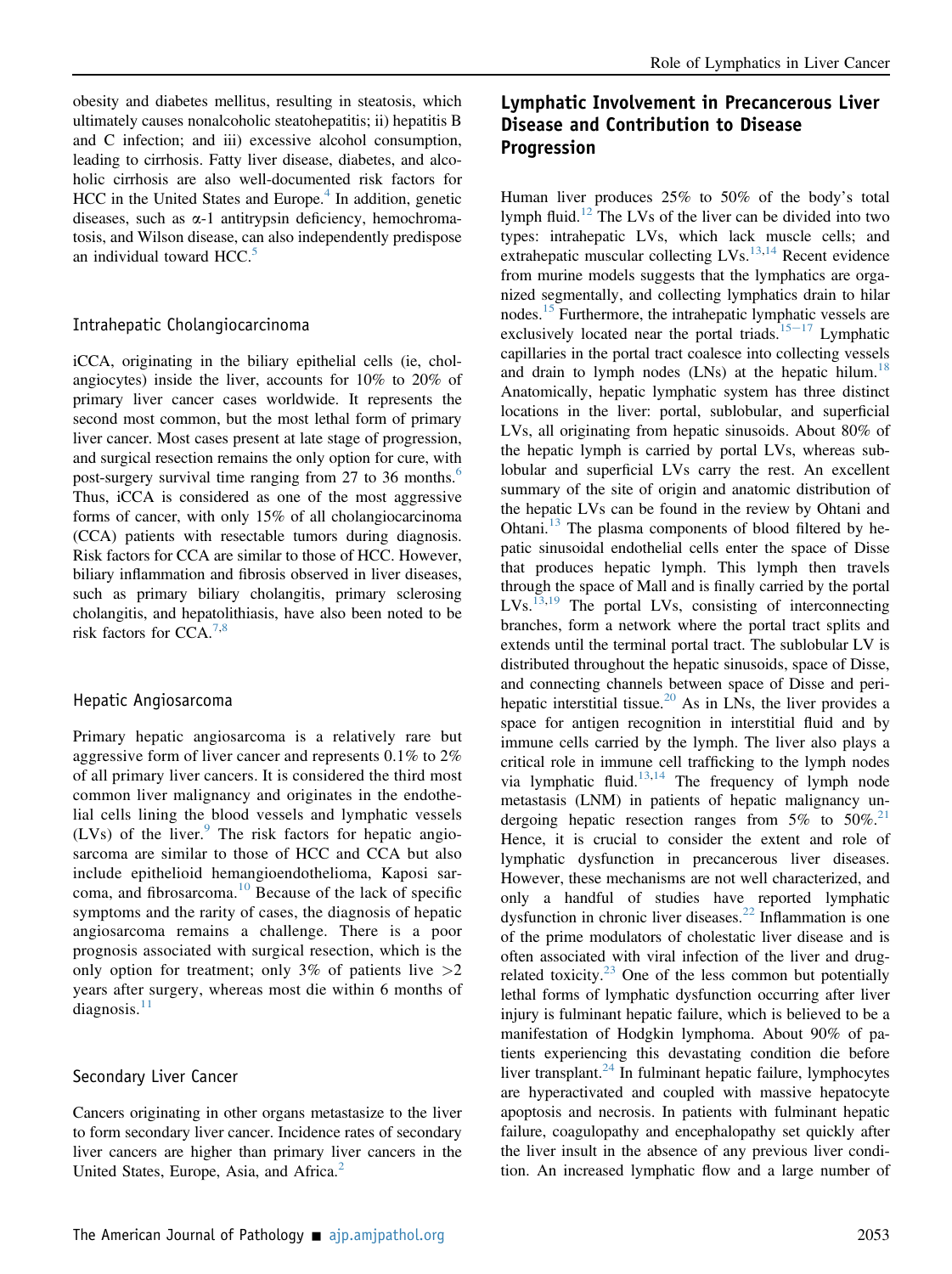obesity and diabetes mellitus, resulting in steatosis, which ultimately causes nonalcoholic steatohepatitis; ii) hepatitis B and C infection; and iii) excessive alcohol consumption, leading to cirrhosis. Fatty liver disease, diabetes, and alcoholic cirrhosis are also well-documented risk factors for HCC in the United States and Europe.[4] In addition, genetic diseases, such as α-1 antitrypsin deficiency, hemochromatosis, and Wilson disease, can also independently predispose an individual toward HCC.[5]

### Intrahepatic Cholangiocarcinoma

iCCA, originating in the biliary epithelial cells (ie, cholangiocytes) inside the liver, accounts for 10% to 20% of primary liver cancer cases worldwide. It represents the second most common, but the most lethal form of primary liver cancer. Most cases present at late stage of progression, and surgical resection remains the only option for cure, with post-surgery survival time ranging from 27 to 36 months.[6] Thus, iCCA is considered as one of the most aggressive forms of cancer, with only 15% of all cholangiocarcinoma (CCA) patients with resectable tumors during diagnosis. Risk factors for CCA are similar to those of HCC. However, biliary inflammation and fibrosis observed in liver diseases, such as primary biliary cholangitis, primary sclerosing cholangitis, and hepatolithiasis, have also been noted to be risk factors for CCA.[7,8]

### Hepatic Angiosarcoma

Primary hepatic angiosarcoma is a relatively rare but aggressive form of liver cancer and represents 0.1% to 2% of all primary liver cancers. It is considered the third most common liver malignancy and originates in the endothelial cells lining the blood vessels and lymphatic vessels (LVs) of the liver.[9] The risk factors for hepatic angiosarcoma are similar to those of HCC and CCA but also include epithelioid hemangioendothelioma, Kaposi sarcoma, and fibrosarcoma.[10] Because of the lack of specific symptoms and the rarity of cases, the diagnosis of hepatic angiosarcoma remains a challenge. There is a poor prognosis associated with surgical resection, which is the only option for treatment; only 3% of patients live >2 years after surgery, whereas most die within 6 months of diagnosis.[11]

### Secondary Liver Cancer

Cancers originating in other organs metastasize to the liver to form secondary liver cancer. Incidence rates of secondary liver cancers are higher than primary liver cancers in the United States, Europe, Asia, and Africa.[2]

## Lymphatic Involvement in Precancerous Liver Disease and Contribution to Disease Progression

Human liver produces 25% to 50% of the body's total lymph fluid.[12] The LVs of the liver can be divided into two types: intrahepatic LVs, which lack muscle cells; and extrahepatic muscular collecting LVs.[13,14] Recent evidence from murine models suggests that the lymphatics are organized segmentally, and collecting lymphatics drain to hilar nodes.[15] Furthermore, the intrahepatic lymphatic vessels are exclusively located near the portal triads.[15–17] Lymphatic capillaries in the portal tract coalesce into collecting vessels and drain to lymph nodes (LNs) at the hepatic hilum.[18] Anatomically, hepatic lymphatic system has three distinct locations in the liver: portal, sublobular, and superficial LVs, all originating from hepatic sinusoids. About 80% of the hepatic lymph is carried by portal LVs, whereas sublobular and superficial LVs carry the rest. An excellent summary of the site of origin and anatomic distribution of the hepatic LVs can be found in the review by Ohtani and Ohtani.[13] The plasma components of blood filtered by hepatic sinusoidal endothelial cells enter the space of Disse that produces hepatic lymph. This lymph then travels through the space of Mall and is finally carried by the portal LVs.[13,19] The portal LVs, consisting of interconnecting branches, form a network where the portal tract splits and extends until the terminal portal tract. The sublobular LV is distributed throughout the hepatic sinusoids, space of Disse, and connecting channels between space of Disse and perihepatic interstitial tissue.[20] As in LNs, the liver provides a space for antigen recognition in interstitial fluid and by immune cells carried by the lymph. The liver also plays a critical role in immune cell trafficking to the lymph nodes via lymphatic fluid.[13,14] The frequency of lymph node metastasis (LNM) in patients of hepatic malignancy undergoing hepatic resection ranges from 5% to 50%.[21] Hence, it is crucial to consider the extent and role of lymphatic dysfunction in precancerous liver diseases. However, these mechanisms are not well characterized, and only a handful of studies have reported lymphatic dysfunction in chronic liver diseases.[22] Inflammation is one of the prime modulators of cholestatic liver disease and is often associated with viral infection of the liver and drug-related toxicity.[23] One of the less common but potentially lethal forms of lymphatic dysfunction occurring after liver injury is fulminant hepatic failure, which is believed to be a manifestation of Hodgkin lymphoma. About 90% of patients experiencing this devastating condition die before liver transplant.[24] In fulminant hepatic failure, lymphocytes are hyperactivated and coupled with massive hepatocyte apoptosis and necrosis. In patients with fulminant hepatic failure, coagulopathy and encephalopathy set quickly after the liver insult in the absence of any previous liver condition. An increased lymphatic flow and a large number of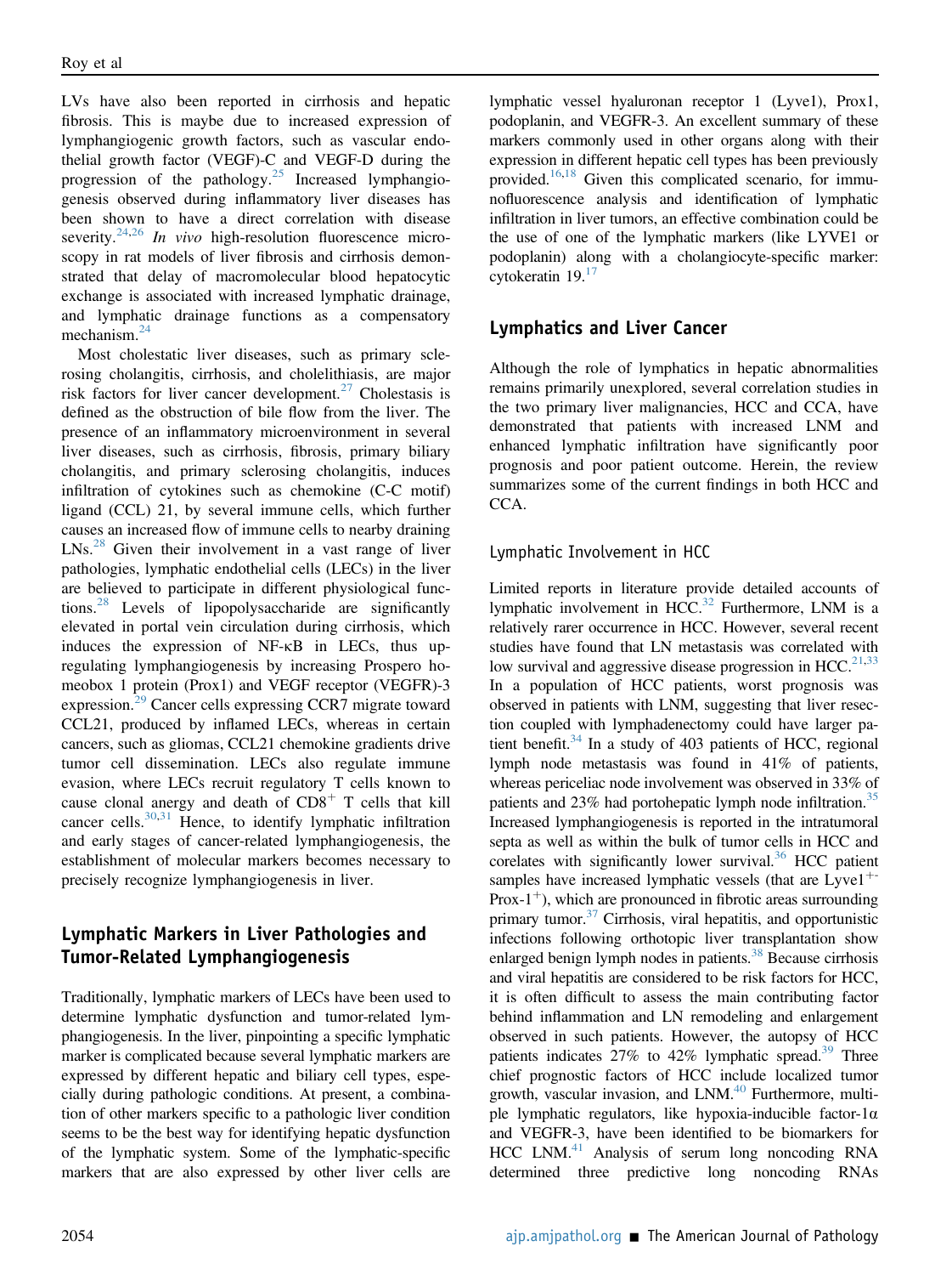LVs have also been reported in cirrhosis and hepatic fibrosis. This is maybe due to increased expression of lymphangiogenic growth factors, such as vascular endothelial growth factor (VEGF)-C and VEGF-D during the progression of the pathology.[25] Increased lymphangiogenesis observed during inflammatory liver diseases has been shown to have a direct correlation with disease severity.[24,26] *In vivo* high-resolution fluorescence microscopy in rat models of liver fibrosis and cirrhosis demonstrated that delay of macromolecular blood hepatocytic exchange is associated with increased lymphatic drainage, and lymphatic drainage functions as a compensatory mechanism.[24]

Most cholestatic liver diseases, such as primary sclerosing cholangitis, cirrhosis, and cholelithiasis, are major risk factors for liver cancer development.[27] Cholestasis is defined as the obstruction of bile flow from the liver. The presence of an inflammatory microenvironment in several liver diseases, such as cirrhosis, fibrosis, primary biliary cholangitis, and primary sclerosing cholangitis, induces infiltration of cytokines such as chemokine (C-C motif) ligand (CCL) 21, by several immune cells, which further causes an increased flow of immune cells to nearby draining LNs.[28] Given their involvement in a vast range of liver pathologies, lymphatic endothelial cells (LECs) in the liver are believed to participate in different physiological functions.[28] Levels of lipopolysaccharide are significantly elevated in portal vein circulation during cirrhosis, which induces the expression of NF-κB in LECs, thus upregulating lymphangiogenesis by increasing Prospero homeobox 1 protein (Prox1) and VEGF receptor (VEGFR)-3 expression.[29] Cancer cells expressing CCR7 migrate toward CCL21, produced by inflamed LECs, whereas in certain cancers, such as gliomas, CCL21 chemokine gradients drive tumor cell dissemination. LECs also regulate immune evasion, where LECs recruit regulatory T cells known to cause clonal anergy and death of $CD8^+$ T cells that kill cancer cells.[30,31] Hence, to identify lymphatic infiltration and early stages of cancer-related lymphangiogenesis, the establishment of molecular markers becomes necessary to precisely recognize lymphangiogenesis in liver.

## Lymphatic Markers in Liver Pathologies and Tumor-Related Lymphangiogenesis

Traditionally, lymphatic markers of LECs have been used to determine lymphatic dysfunction and tumor-related lymphangiogenesis. In the liver, pinpointing a specific lymphatic marker is complicated because several lymphatic markers are expressed by different hepatic and biliary cell types, especially during pathologic conditions. At present, a combination of other markers specific to a pathologic liver condition seems to be the best way for identifying hepatic dysfunction of the lymphatic system. Some of the lymphatic-specific markers that are also expressed by other liver cells are lymphatic vessel hyaluronan receptor 1 (Lyve1), Prox1, podoplanin, and VEGFR-3. An excellent summary of these markers commonly used in other organs along with their expression in different hepatic cell types has been previously provided.[16,18] Given this complicated scenario, for immunofluorescence analysis and identification of lymphatic infiltration in liver tumors, an effective combination could be the use of one of the lymphatic markers (like LYVE1 or podoplanin) along with a cholangiocyte-specific marker: cytokeratin 19.[17]

## Lymphatics and Liver Cancer

Although the role of lymphatics in hepatic abnormalities remains primarily unexplored, several correlation studies in the two primary liver malignancies, HCC and CCA, have demonstrated that patients with increased LNM and enhanced lymphatic infiltration have significantly poor prognosis and poor patient outcome. Herein, the review summarizes some of the current findings in both HCC and CCA.

### Lymphatic Involvement in HCC

Limited reports in literature provide detailed accounts of lymphatic involvement in HCC.[32] Furthermore, LNM is a relatively rarer occurrence in HCC. However, several recent studies have found that LN metastasis was correlated with low survival and aggressive disease progression in HCC.[21,33] In a population of HCC patients, worst prognosis was observed in patients with LNM, suggesting that liver resection coupled with lymphadenectomy could have larger patient benefit.[34] In a study of 403 patients of HCC, regional lymph node metastasis was found in 41% of patients, whereas periceliac node involvement was observed in 33% of patients and 23% had portohepatic lymph node infiltration.[35] Increased lymphangiogenesis is reported in the intratumoral septa as well as within the bulk of tumor cells in HCC and corelates with significantly lower survival.[36] HCC patient samples have increased lymphatic vessels (that are $Lyve1^{+}$-$Prox\text{-}1^{+}$), which are pronounced in fibrotic areas surrounding primary tumor.[37] Cirrhosis, viral hepatitis, and opportunistic infections following orthotopic liver transplantation show enlarged benign lymph nodes in patients.[38] Because cirrhosis and viral hepatitis are considered to be risk factors for HCC, it is often difficult to assess the main contributing factor behind inflammation and LN remodeling and enlargement observed in such patients. However, the autopsy of HCC patients indicates 27% to 42% lymphatic spread.[39] Three chief prognostic factors of HCC include localized tumor growth, vascular invasion, and LNM.[40] Furthermore, multiple lymphatic regulators, like hypoxia-inducible factor-1α and VEGFR-3, have been identified to be biomarkers for HCC LNM.[41] Analysis of serum long noncoding RNA determined three predictive long noncoding RNAs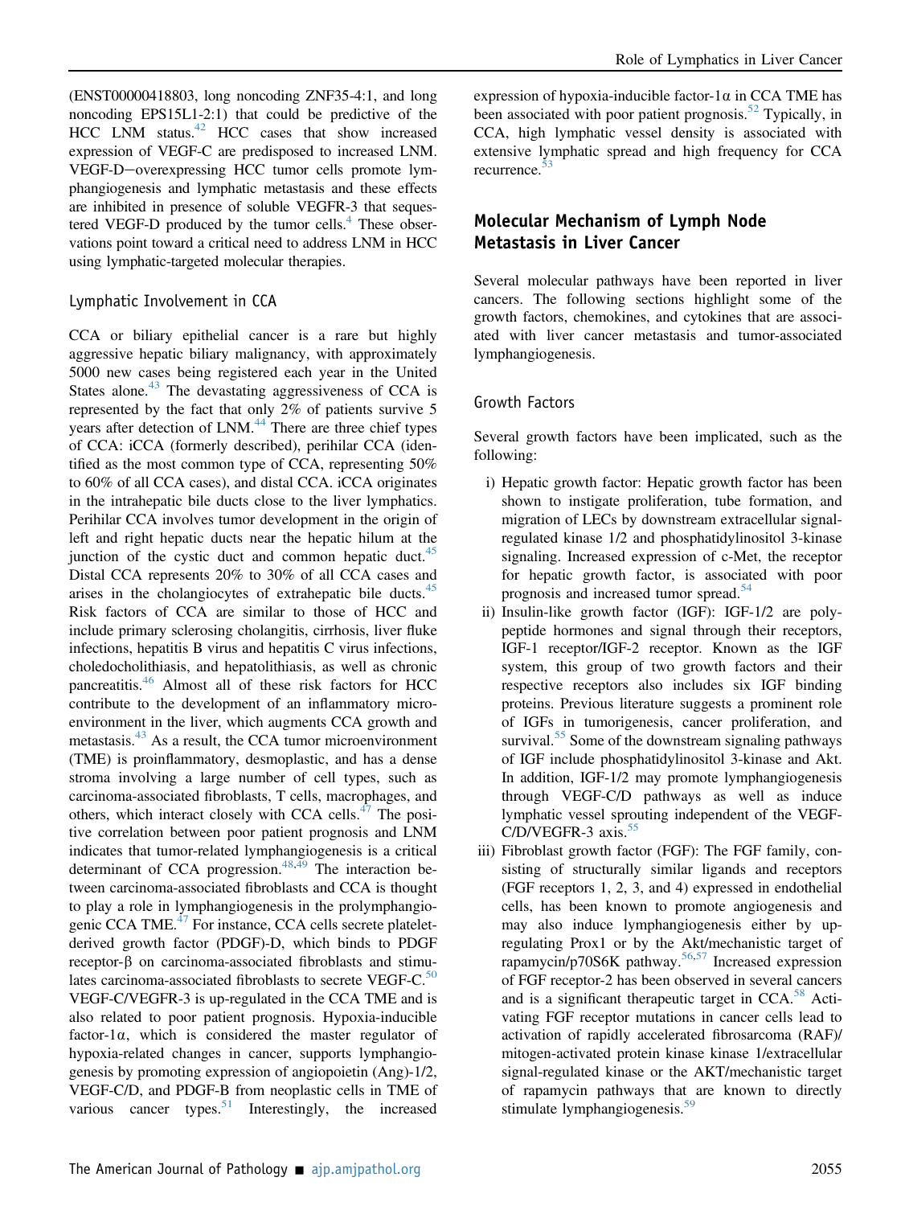(ENST00000418803, long noncoding ZNF35-4:1, and long noncoding EPS15L1-2:1) that could be predictive of the HCC LNM status.[42] HCC cases that show increased expression of VEGF-C are predisposed to increased LNM. VEGF-D—overexpressing HCC tumor cells promote lymphangiogenesis and lymphatic metastasis and these effects are inhibited in presence of soluble VEGFR-3 that sequestered VEGF-D produced by the tumor cells.[4] These observations point toward a critical need to address LNM in HCC using lymphatic-targeted molecular therapies.

### Lymphatic Involvement in CCA

CCA or biliary epithelial cancer is a rare but highly aggressive hepatic biliary malignancy, with approximately 5000 new cases being registered each year in the United States alone.[43] The devastating aggressiveness of CCA is represented by the fact that only 2% of patients survive 5 years after detection of LNM.[44] There are three chief types of CCA: iCCA (formerly described), perihilar CCA (identified as the most common type of CCA, representing 50% to 60% of all CCA cases), and distal CCA. iCCA originates in the intrahepatic bile ducts close to the liver lymphatics. Perihilar CCA involves tumor development in the origin of left and right hepatic ducts near the hepatic hilum at the junction of the cystic duct and common hepatic duct.[45] Distal CCA represents 20% to 30% of all CCA cases and arises in the cholangiocytes of extrahepatic bile ducts.[45] Risk factors of CCA are similar to those of HCC and include primary sclerosing cholangitis, cirrhosis, liver fluke infections, hepatitis B virus and hepatitis C virus infections, choledocholithiasis, and hepatolithiasis, as well as chronic pancreatitis.[46] Almost all of these risk factors for HCC contribute to the development of an inflammatory microenvironment in the liver, which augments CCA growth and metastasis.[43] As a result, the CCA tumor microenvironment (TME) is proinflammatory, desmoplastic, and has a dense stroma involving a large number of cell types, such as carcinoma-associated fibroblasts, T cells, macrophages, and others, which interact closely with CCA cells.[47] The positive correlation between poor patient prognosis and LNM indicates that tumor-related lymphangiogenesis is a critical determinant of CCA progression.[48,49] The interaction between carcinoma-associated fibroblasts and CCA is thought to play a role in lymphangiogenesis in the prolymphangiogenic CCA TME.[47] For instance, CCA cells secrete platelet-derived growth factor (PDGF)-D, which binds to PDGF receptor-β on carcinoma-associated fibroblasts and stimulates carcinoma-associated fibroblasts to secrete VEGF-C.[50] VEGF-C/VEGFR-3 is up-regulated in the CCA TME and is also related to poor patient prognosis. Hypoxia-inducible factor-1α, which is considered the master regulator of hypoxia-related changes in cancer, supports lymphangiogenesis by promoting expression of angiopoietin (Ang)-1/2, VEGF-C/D, and PDGF-B from neoplastic cells in TME of various cancer types.[51] Interestingly, the increased expression of hypoxia-inducible factor-1α in CCA TME has been associated with poor patient prognosis.[52] Typically, in CCA, high lymphatic vessel density is associated with extensive lymphatic spread and high frequency for CCA recurrence.[53]

## Molecular Mechanism of Lymph Node Metastasis in Liver Cancer

Several molecular pathways have been reported in liver cancers. The following sections highlight some of the growth factors, chemokines, and cytokines that are associated with liver cancer metastasis and tumor-associated lymphangiogenesis.

### Growth Factors

Several growth factors have been implicated, such as the following:

i) Hepatic growth factor: Hepatic growth factor has been shown to instigate proliferation, tube formation, and migration of LECs by downstream extracellular signal-regulated kinase 1/2 and phosphatidylinositol 3-kinase signaling. Increased expression of c-Met, the receptor for hepatic growth factor, is associated with poor prognosis and increased tumor spread.[54]
ii) Insulin-like growth factor (IGF): IGF-1/2 are polypeptide hormones and signal through their receptors, IGF-1 receptor/IGF-2 receptor. Known as the IGF system, this group of two growth factors and their respective receptors also includes six IGF binding proteins. Previous literature suggests a prominent role of IGFs in tumorigenesis, cancer proliferation, and survival.[55] Some of the downstream signaling pathways of IGF include phosphatidylinositol 3-kinase and Akt. In addition, IGF-1/2 may promote lymphangiogenesis through VEGF-C/D pathways as well as induce lymphatic vessel sprouting independent of the VEGF-C/D/VEGFR-3 axis.[55]
iii) Fibroblast growth factor (FGF): The FGF family, consisting of structurally similar ligands and receptors (FGF receptors 1, 2, 3, and 4) expressed in endothelial cells, has been known to promote angiogenesis and may also induce lymphangiogenesis either by up-regulating Prox1 or by the Akt/mechanistic target of rapamycin/p70S6K pathway.[56,57] Increased expression of FGF receptor-2 has been observed in several cancers and is a significant therapeutic target in CCA.[58] Activating FGF receptor mutations in cancer cells lead to activation of rapidly accelerated fibrosarcoma (RAF)/mitogen-activated protein kinase kinase 1/extracellular signal-regulated kinase or the AKT/mechanistic target of rapamycin pathways that are known to directly stimulate lymphangiogenesis.[59]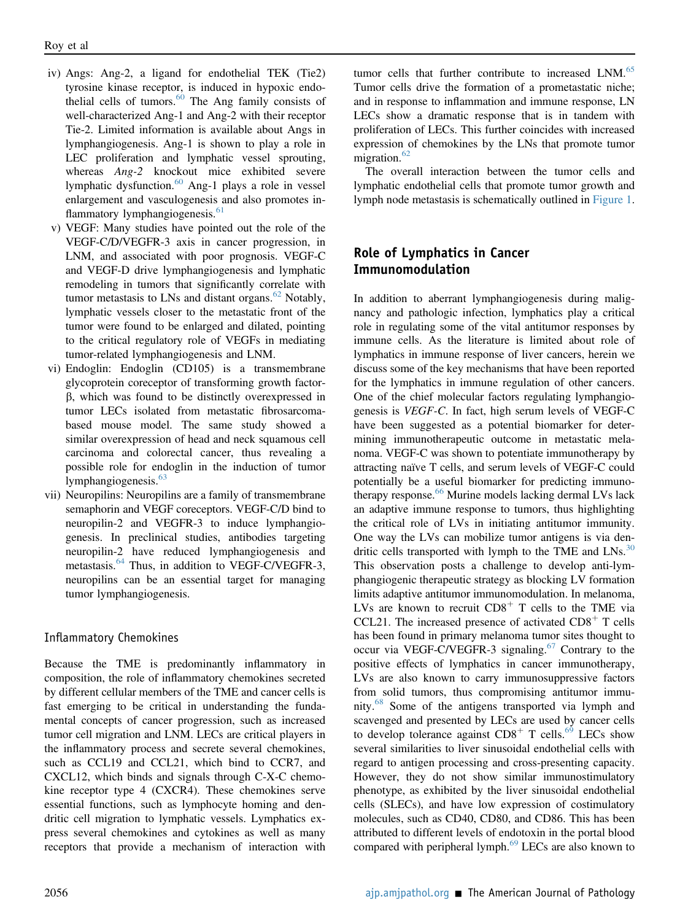iv) Angs: Ang-2, a ligand for endothelial TEK (Tie2) tyrosine kinase receptor, is induced in hypoxic endothelial cells of tumors.[60] The Ang family consists of well-characterized Ang-1 and Ang-2 with their receptor Tie-2. Limited information is available about Angs in lymphangiogenesis. Ang-1 is shown to play a role in LEC proliferation and lymphatic vessel sprouting, whereas *Ang-2* knockout mice exhibited severe lymphatic dysfunction.[60] Ang-1 plays a role in vessel enlargement and vasculogenesis and also promotes inflammatory lymphangiogenesis.[61]

v) VEGF: Many studies have pointed out the role of the VEGF-C/D/VEGFR-3 axis in cancer progression, in LNM, and associated with poor prognosis. VEGF-C and VEGF-D drive lymphangiogenesis and lymphatic remodeling in tumors that significantly correlate with tumor metastasis to LNs and distant organs.[62] Notably, lymphatic vessels closer to the metastatic front of the tumor were found to be enlarged and dilated, pointing to the critical regulatory role of VEGFs in mediating tumor-related lymphangiogenesis and LNM.

vi) Endoglin: Endoglin (CD105) is a transmembrane glycoprotein coreceptor of transforming growth factor-β, which was found to be distinctly overexpressed in tumor LECs isolated from metastatic fibrosarcoma-based mouse model. The same study showed a similar overexpression of head and neck squamous cell carcinoma and colorectal cancer, thus revealing a possible role for endoglin in the induction of tumor lymphangiogenesis.[63]

vii) Neuropilins: Neuropilins are a family of transmembrane semaphorin and VEGF coreceptors. VEGF-C/D bind to neuropilin-2 and VEGFR-3 to induce lymphangiogenesis. In preclinical studies, antibodies targeting neuropilin-2 have reduced lymphangiogenesis and metastasis.[64] Thus, in addition to VEGF-C/VEGFR-3, neuropilins can be an essential target for managing tumor lymphangiogenesis.

### Inflammatory Chemokines

Because the TME is predominantly inflammatory in composition, the role of inflammatory chemokines secreted by different cellular members of the TME and cancer cells is fast emerging to be critical in understanding the fundamental concepts of cancer progression, such as increased tumor cell migration and LNM. LECs are critical players in the inflammatory process and secrete several chemokines, such as CCL19 and CCL21, which bind to CCR7, and CXCL12, which binds and signals through C-X-C chemokine receptor type 4 (CXCR4). These chemokines serve essential functions, such as lymphocyte homing and dendritic cell migration to lymphatic vessels. Lymphatics express several chemokines and cytokines as well as many receptors that provide a mechanism of interaction with tumor cells that further contribute to increased LNM.[65] Tumor cells drive the formation of a prometastatic niche; and in response to inflammation and immune response, LN LECs show a dramatic response that is in tandem with proliferation of LECs. This further coincides with increased expression of chemokines by the LNs that promote tumor migration.[62]

The overall interaction between the tumor cells and lymphatic endothelial cells that promote tumor growth and lymph node metastasis is schematically outlined in Figure 1.

## Role of Lymphatics in Cancer Immunomodulation

In addition to aberrant lymphangiogenesis during malignancy and pathologic infection, lymphatics play a critical role in regulating some of the vital antitumor responses by immune cells. As the literature is limited about role of lymphatics in immune response of liver cancers, herein we discuss some of the key mechanisms that have been reported for the lymphatics in immune regulation of other cancers. One of the chief molecular factors regulating lymphangiogenesis is *VEGF-C*. In fact, high serum levels of VEGF-C have been suggested as a potential biomarker for determining immunotherapeutic outcome in metastatic melanoma. VEGF-C was shown to potentiate immunotherapy by attracting naïve T cells, and serum levels of VEGF-C could potentially be a useful biomarker for predicting immunotherapy response.[66] Murine models lacking dermal LVs lack an adaptive immune response to tumors, thus highlighting the critical role of LVs in initiating antitumor immunity. One way the LVs can mobilize tumor antigens is via dendritic cells transported with lymph to the TME and LNs.[30] This observation posts a challenge to develop anti-lymphangiogenic therapeutic strategy as blocking LV formation limits adaptive antitumor immunomodulation. In melanoma, LVs are known to recruit $CD8^+$ T cells to the TME via CCL21. The increased presence of activated $CD8^+$ T cells has been found in primary melanoma tumor sites thought to occur via VEGF-C/VEGFR-3 signaling.[67] Contrary to the positive effects of lymphatics in cancer immunotherapy, LVs are also known to carry immunosuppressive factors from solid tumors, thus compromising antitumor immunity.[68] Some of the antigens transported via lymph and scavenged and presented by LECs are used by cancer cells to develop tolerance against $CD8^+$ T cells.[69] LECs show several similarities to liver sinusoidal endothelial cells with regard to antigen processing and cross-presenting capacity. However, they do not show similar immunostimulatory phenotype, as exhibited by the liver sinusoidal endothelial cells (SLECs), and have low expression of costimulatory molecules, such as CD40, CD80, and CD86. This has been attributed to different levels of endotoxin in the portal blood compared with peripheral lymph.[69] LECs are also known to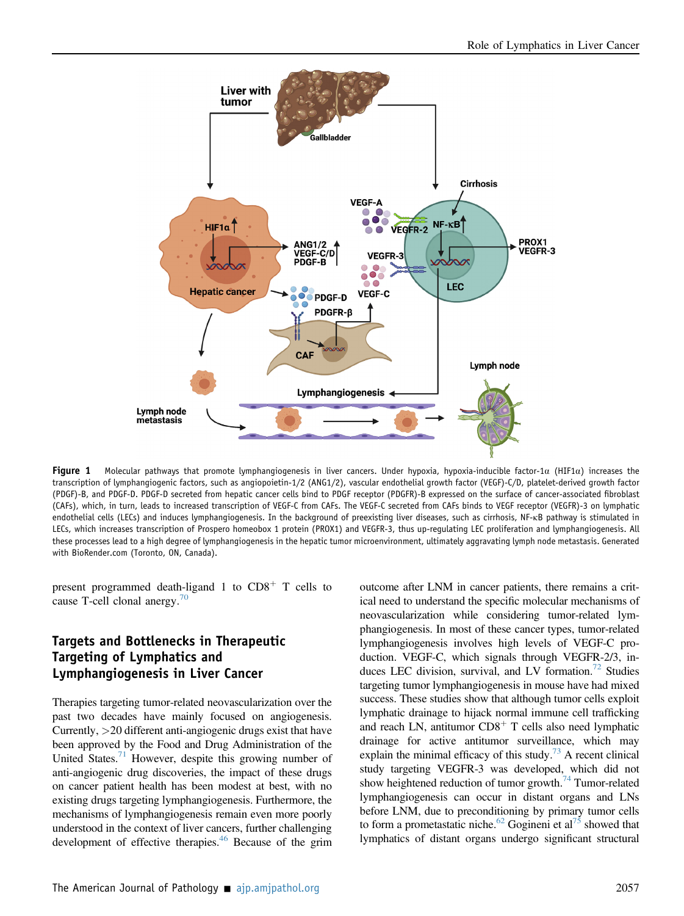Figure 1 Molecular pathways that promote lymphangiogenesis in liver cancers. Under hypoxia, hypoxia-inducible factor-1α (HIF1α) increases the transcription of lymphangiogenic factors, such as angiopoietin-1/2 (ANG1/2), vascular endothelial growth factor (VEGF)-C/D, platelet-derived growth factor (PDGF)-B, and PDGF-D. PDGF-D secreted from hepatic cancer cells bind to PDGF receptor (PDGFR)-B expressed on the surface of cancer-associated fibroblast (CAFs), which, in turn, leads to increased transcription of VEGF-C from CAFs. The VEGF-C secreted from CAFs binds to VEGF receptor (VEGFR)-3 on lymphatic endothelial cells (LECs) and induces lymphangiogenesis. In the background of preexisting liver diseases, such as cirrhosis, NF-κB pathway is stimulated in LECs, which increases transcription of Prospero homeobox 1 protein (PROX1) and VEGFR-3, thus up-regulating LEC proliferation and lymphangiogenesis. All these processes lead to a high degree of lymphangiogenesis in the hepatic tumor microenvironment, ultimately aggravating lymph node metastasis. Generated with BioRender.com (Toronto, ON, Canada).

present programmed death-ligand 1 to CD8$^+$ T cells to cause T-cell clonal anergy.[70]

## Targets and Bottlenecks in Therapeutic Targeting of Lymphatics and Lymphangiogenesis in Liver Cancer

Therapies targeting tumor-related neovascularization over the past two decades have mainly focused on angiogenesis. Currently, >20 different anti-angiogenic drugs exist that have been approved by the Food and Drug Administration of the United States.[71] However, despite this growing number of anti-angiogenic drug discoveries, the impact of these drugs on cancer patient health has been modest at best, with no existing drugs targeting lymphangiogenesis. Furthermore, the mechanisms of lymphangiogenesis remain even more poorly understood in the context of liver cancers, further challenging development of effective therapies.[46] Because of the grim outcome after LNM in cancer patients, there remains a critical need to understand the specific molecular mechanisms of neovascularization while considering tumor-related lymphangiogenesis. In most of these cancer types, tumor-related lymphangiogenesis involves high levels of VEGF-C production. VEGF-C, which signals through VEGFR-2/3, induces LEC division, survival, and LV formation.[72] Studies targeting tumor lymphangiogenesis in mouse have had mixed success. These studies show that although tumor cells exploit lymphatic drainage to hijack normal immune cell trafficking and reach LN, antitumor CD8$^+$ T cells also need lymphatic drainage for active antitumor surveillance, which may explain the minimal efficacy of this study.[73] A recent clinical study targeting VEGFR-3 was developed, which did not show heightened reduction of tumor growth.[74] Tumor-related lymphangiogenesis can occur in distant organs and LNs before LNM, due to preconditioning by primary tumor cells to form a prometastatic niche.[62] Gogineni et al[75] showed that lymphatics of distant organs undergo significant structural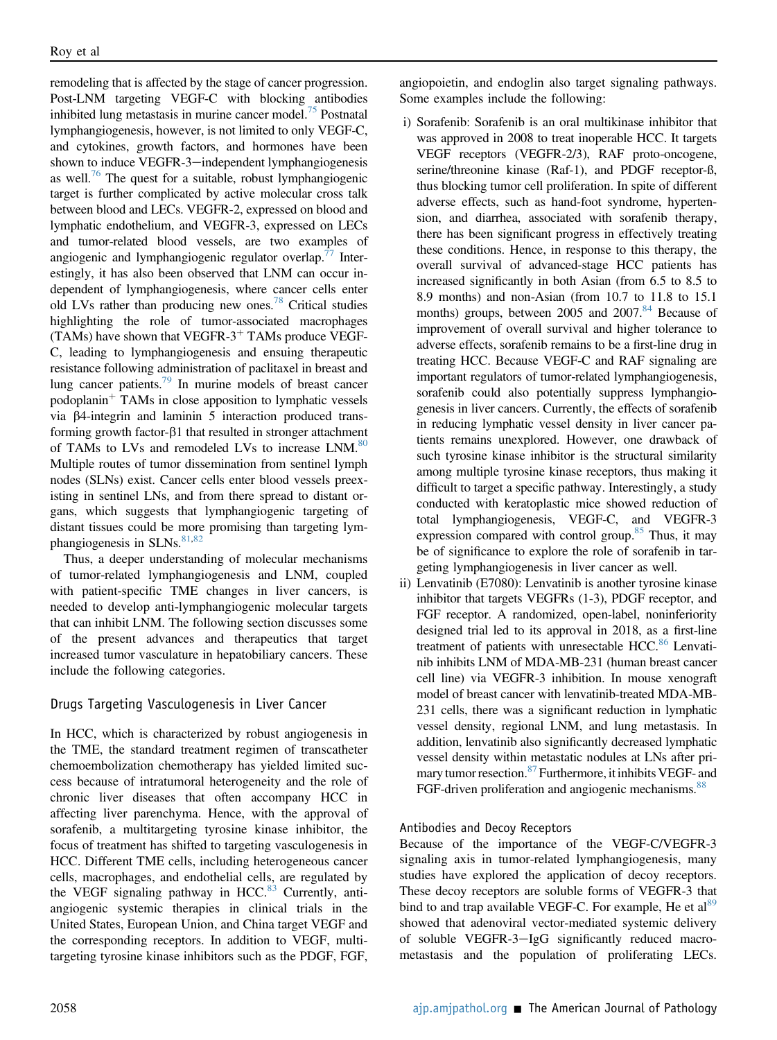remodeling that is affected by the stage of cancer progression. Post-LNM targeting VEGF-C with blocking antibodies inhibited lung metastasis in murine cancer model.[75] Postnatal lymphangiogenesis, however, is not limited to only VEGF-C, and cytokines, growth factors, and hormones have been shown to induce VEGFR-3−independent lymphangiogenesis as well.[76] The quest for a suitable, robust lymphangiogenic target is further complicated by active molecular cross talk between blood and LECs. VEGFR-2, expressed on blood and lymphatic endothelium, and VEGFR-3, expressed on LECs and tumor-related blood vessels, are two examples of angiogenic and lymphangiogenic regulator overlap.[77] Interestingly, it has also been observed that LNM can occur independent of lymphangiogenesis, where cancer cells enter old LVs rather than producing new ones.[78] Critical studies highlighting the role of tumor-associated macrophages (TAMs) have shown that VEGFR-3$^{+}$ TAMs produce VEGF-C, leading to lymphangiogenesis and ensuing therapeutic resistance following administration of paclitaxel in breast and lung cancer patients.[79] In murine models of breast cancer podoplanin$^{+}$ TAMs in close apposition to lymphatic vessels via β4-integrin and laminin 5 interaction produced transforming growth factor-β1 that resulted in stronger attachment of TAMs to LVs and remodeled LVs to increase LNM.[80] Multiple routes of tumor dissemination from sentinel lymph nodes (SLNs) exist. Cancer cells enter blood vessels preexisting in sentinel LNs, and from there spread to distant organs, which suggests that lymphangiogenic targeting of distant tissues could be more promising than targeting lymphangiogenesis in SLNs.[81,82]

Thus, a deeper understanding of molecular mechanisms of tumor-related lymphangiogenesis and LNM, coupled with patient-specific TME changes in liver cancers, is needed to develop anti-lymphangiogenic molecular targets that can inhibit LNM. The following section discusses some of the present advances and therapeutics that target increased tumor vasculature in hepatobiliary cancers. These include the following categories.

## Drugs Targeting Vasculogenesis in Liver Cancer

In HCC, which is characterized by robust angiogenesis in the TME, the standard treatment regimen of transcatheter chemoembolization chemotherapy has yielded limited success because of intratumoral heterogeneity and the role of chronic liver diseases that often accompany HCC in affecting liver parenchyma. Hence, with the approval of sorafenib, a multitargeting tyrosine kinase inhibitor, the focus of treatment has shifted to targeting vasculogenesis in HCC. Different TME cells, including heterogeneous cancer cells, macrophages, and endothelial cells, are regulated by the VEGF signaling pathway in HCC.[83] Currently, anti-angiogenic systemic therapies in clinical trials in the United States, European Union, and China target VEGF and the corresponding receptors. In addition to VEGF, multi-targeting tyrosine kinase inhibitors such as the PDGF, FGF, angiopoietin, and endoglin also target signaling pathways. Some examples include the following:

i) Sorafenib: Sorafenib is an oral multikinase inhibitor that was approved in 2008 to treat inoperable HCC. It targets VEGF receptors (VEGFR-2/3), RAF proto-oncogene, serine/threonine kinase (Raf-1), and PDGF receptor-ß, thus blocking tumor cell proliferation. In spite of different adverse effects, such as hand-foot syndrome, hypertension, and diarrhea, associated with sorafenib therapy, there has been significant progress in effectively treating these conditions. Hence, in response to this therapy, the overall survival of advanced-stage HCC patients has increased significantly in both Asian (from 6.5 to 8.5 to 8.9 months) and non-Asian (from 10.7 to 11.8 to 15.1 months) groups, between 2005 and 2007.[84] Because of improvement of overall survival and higher tolerance to adverse effects, sorafenib remains to be a first-line drug in treating HCC. Because VEGF-C and RAF signaling are important regulators of tumor-related lymphangiogenesis, sorafenib could also potentially suppress lymphangiogenesis in liver cancers. Currently, the effects of sorafenib in reducing lymphatic vessel density in liver cancer patients remains unexplored. However, one drawback of such tyrosine kinase inhibitor is the structural similarity among multiple tyrosine kinase receptors, thus making it difficult to target a specific pathway. Interestingly, a study conducted with keratoplastic mice showed reduction of total lymphangiogenesis, VEGF-C, and VEGFR-3 expression compared with control group.[85] Thus, it may be of significance to explore the role of sorafenib in targeting lymphangiogenesis in liver cancer as well.
ii) Lenvatinib (E7080): Lenvatinib is another tyrosine kinase inhibitor that targets VEGFRs (1-3), PDGF receptor, and FGF receptor. A randomized, open-label, noninferiority designed trial led to its approval in 2018, as a first-line treatment of patients with unresectable HCC.[86] Lenvatinib inhibits LNM of MDA-MB-231 (human breast cancer cell line) via VEGFR-3 inhibition. In mouse xenograft model of breast cancer with lenvatinib-treated MDA-MB-231 cells, there was a significant reduction in lymphatic vessel density, regional LNM, and lung metastasis. In addition, lenvatinib also significantly decreased lymphatic vessel density within metastatic nodules at LNs after primary tumor resection.[87] Furthermore, it inhibits VEGF- and FGF-driven proliferation and angiogenic mechanisms.[88]

### Antibodies and Decoy Receptors

Because of the importance of the VEGF-C/VEGFR-3 signaling axis in tumor-related lymphangiogenesis, many studies have explored the application of decoy receptors. These decoy receptors are soluble forms of VEGFR-3 that bind to and trap available VEGF-C. For example, He et al[89] showed that adenoviral vector-mediated systemic delivery of soluble VEGFR-3−IgG significantly reduced macrometastasis and the population of proliferating LECs.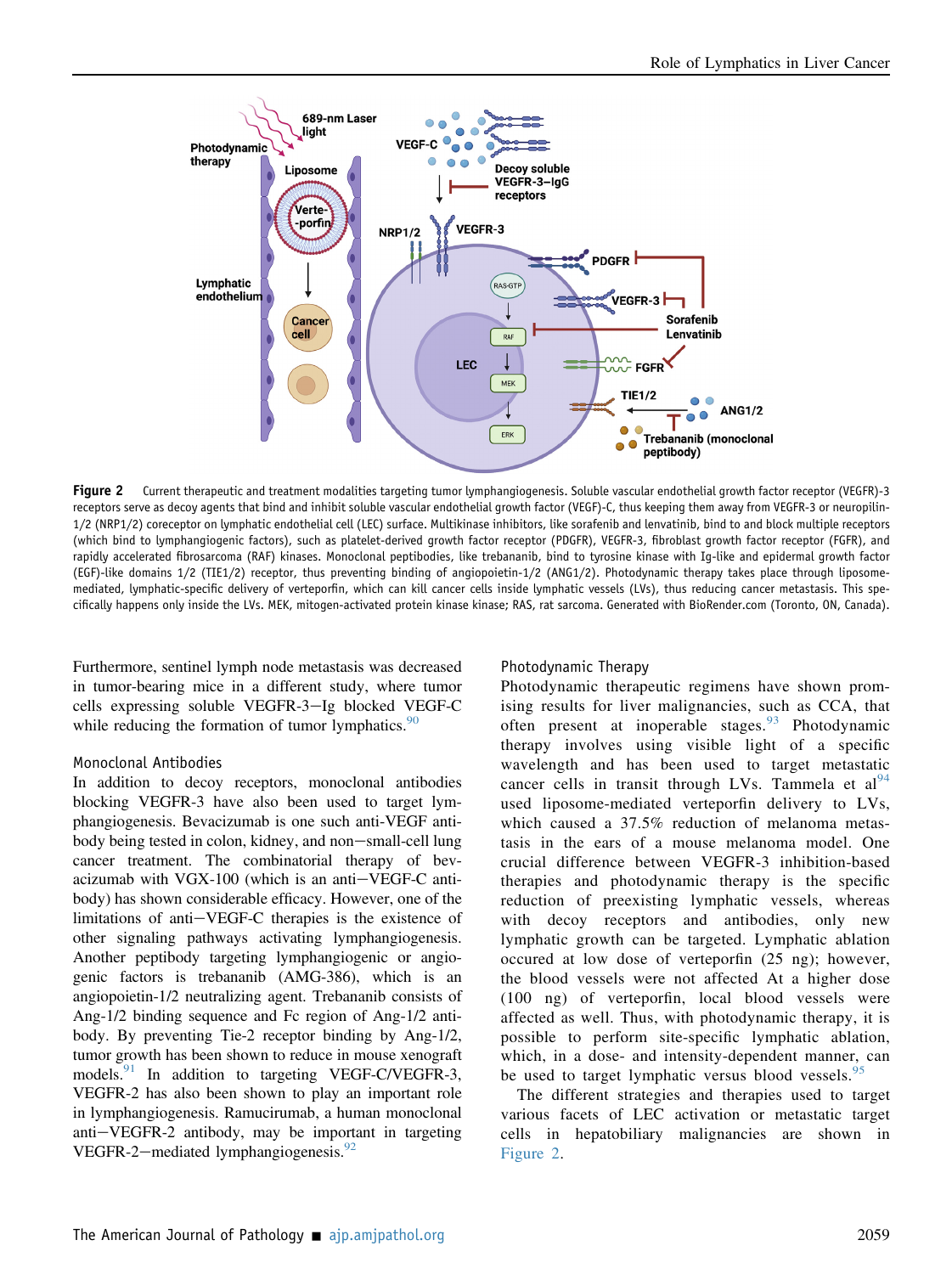**Figure 2** Current therapeutic and treatment modalities targeting tumor lymphangiogenesis. Soluble vascular endothelial growth factor receptor (VEGFR)-3 receptors serve as decoy agents that bind and inhibit soluble vascular endothelial growth factor (VEGF)-C, thus keeping them away from VEGFR-3 or neuropilin-1/2 (NRP1/2) coreceptor on lymphatic endothelial cell (LEC) surface. Multikinase inhibitors, like sorafenib and lenvatinib, bind to and block multiple receptors (which bind to lymphangiogenic factors), such as platelet-derived growth factor receptor (PDGFR), VEGFR-3, fibroblast growth factor receptor (FGFR), and rapidly accelerated fibrosarcoma (RAF) kinases. Monoclonal peptibodies, like trebananib, bind to tyrosine kinase with Ig-like and epidermal growth factor (EGF)-like domains 1/2 (TIE1/2) receptor, thus preventing binding of angiopoietin-1/2 (ANG1/2). Photodynamic therapy takes place through liposome-mediated, lymphatic-specific delivery of verteporfin, which can kill cancer cells inside lymphatic vessels (LVs), thus reducing cancer metastasis. This specifically happens only inside the LVs. MEK, mitogen-activated protein kinase kinase; RAS, rat sarcoma. Generated with BioRender.com (Toronto, ON, Canada).

Furthermore, sentinel lymph node metastasis was decreased in tumor-bearing mice in a different study, where tumor cells expressing soluble VEGFR-3−Ig blocked VEGF-C while reducing the formation of tumor lymphatics.[90]

### Monoclonal Antibodies

In addition to decoy receptors, monoclonal antibodies blocking VEGFR-3 have also been used to target lymphangiogenesis. Bevacizumab is one such anti-VEGF antibody being tested in colon, kidney, and non−small-cell lung cancer treatment. The combinatorial therapy of bevacizumab with VGX-100 (which is an anti−VEGF-C antibody) has shown considerable efficacy. However, one of the limitations of anti−VEGF-C therapies is the existence of other signaling pathways activating lymphangiogenesis. Another peptibody targeting lymphangiogenic or angiogenic factors is trebananib (AMG-386), which is an angiopoietin-1/2 neutralizing agent. Trebananib consists of Ang-1/2 binding sequence and Fc region of Ang-1/2 antibody. By preventing Tie-2 receptor binding by Ang-1/2, tumor growth has been shown to reduce in mouse xenograft models.[91] In addition to targeting VEGF-C/VEGFR-3, VEGFR-2 has also been shown to play an important role in lymphangiogenesis. Ramucirumab, a human monoclonal anti−VEGFR-2 antibody, may be important in targeting VEGFR-2−mediated lymphangiogenesis.[92]

### Photodynamic Therapy

Photodynamic therapeutic regimens have shown promising results for liver malignancies, such as CCA, that often present at inoperable stages.[93] Photodynamic therapy involves using visible light of a specific wavelength and has been used to target metastatic cancer cells in transit through LVs. Tammela et al[94] used liposome-mediated verteporfin delivery to LVs, which caused a 37.5% reduction of melanoma metastasis in the ears of a mouse melanoma model. One crucial difference between VEGFR-3 inhibition-based therapies and photodynamic therapy is the specific reduction of preexisting lymphatic vessels, whereas with decoy receptors and antibodies, only new lymphatic growth can be targeted. Lymphatic ablation occured at low dose of verteporfin (25 ng); however, the blood vessels were not affected At a higher dose (100 ng) of verteporfin, local blood vessels were affected as well. Thus, with photodynamic therapy, it is possible to perform site-specific lymphatic ablation, which, in a dose- and intensity-dependent manner, can be used to target lymphatic versus blood vessels.[95]

The different strategies and therapies used to target various facets of LEC activation or metastatic target cells in hepatobiliary malignancies are shown in Figure 2.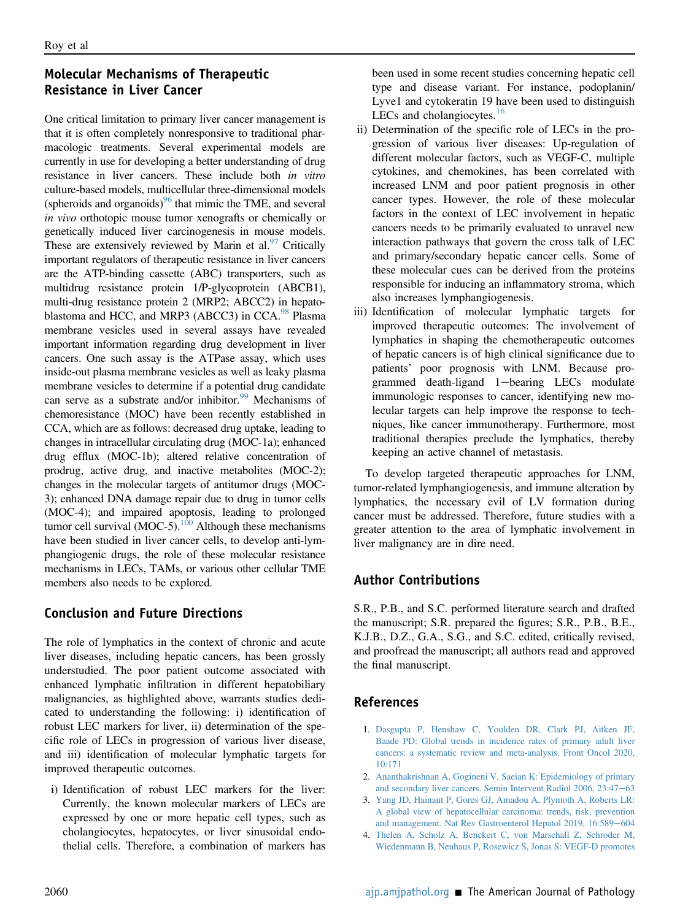## Molecular Mechanisms of Therapeutic Resistance in Liver Cancer

One critical limitation to primary liver cancer management is that it is often completely nonresponsive to traditional pharmacologic treatments. Several experimental models are currently in use for developing a better understanding of drug resistance in liver cancers. These include both *in vitro* culture-based models, multicellular three-dimensional models (spheroids and organoids)[96] that mimic the TME, and several *in vivo* orthotopic mouse tumor xenografts or chemically or genetically induced liver carcinogenesis in mouse models. These are extensively reviewed by Marin et al.[97] Critically important regulators of therapeutic resistance in liver cancers are the ATP-binding cassette (ABC) transporters, such as multidrug resistance protein 1/P-glycoprotein (ABCB1), multi-drug resistance protein 2 (MRP2; ABCC2) in hepatoblastoma and HCC, and MRP3 (ABCC3) in CCA.[98] Plasma membrane vesicles used in several assays have revealed important information regarding drug development in liver cancers. One such assay is the ATPase assay, which uses inside-out plasma membrane vesicles as well as leaky plasma membrane vesicles to determine if a potential drug candidate can serve as a substrate and/or inhibitor.[99] Mechanisms of chemoresistance (MOC) have been recently established in CCA, which are as follows: decreased drug uptake, leading to changes in intracellular circulating drug (MOC-1a); enhanced drug efflux (MOC-1b); altered relative concentration of prodrug, active drug, and inactive metabolites (MOC-2); changes in the molecular targets of antitumor drugs (MOC-3); enhanced DNA damage repair due to drug in tumor cells (MOC-4); and impaired apoptosis, leading to prolonged tumor cell survival (MOC-5).[100] Although these mechanisms have been studied in liver cancer cells, to develop anti-lymphangiogenic drugs, the role of these molecular resistance mechanisms in LECs, TAMs, or various other cellular TME members also needs to be explored.

## Conclusion and Future Directions

The role of lymphatics in the context of chronic and acute liver diseases, including hepatic cancers, has been grossly understudied. The poor patient outcome associated with enhanced lymphatic infiltration in different hepatobiliary malignancies, as highlighted above, warrants studies dedicated to understanding the following: i) identification of robust LEC markers for liver, ii) determination of the specific role of LECs in progression of various liver disease, and iii) identification of molecular lymphatic targets for improved therapeutic outcomes.

i) Identification of robust LEC markers for the liver: Currently, the known molecular markers of LECs are expressed by one or more hepatic cell types, such as cholangiocytes, hepatocytes, or liver sinusoidal endothelial cells. Therefore, a combination of markers has been used in some recent studies concerning hepatic cell type and disease variant. For instance, podoplanin/Lyve1 and cytokeratin 19 have been used to distinguish LECs and cholangiocytes.[16]

ii) Determination of the specific role of LECs in the progression of various liver diseases: Up-regulation of different molecular factors, such as VEGF-C, multiple cytokines, and chemokines, has been correlated with increased LNM and poor patient prognosis in other cancer types. However, the role of these molecular factors in the context of LEC involvement in hepatic cancers needs to be primarily evaluated to unravel new interaction pathways that govern the cross talk of LEC and primary/secondary hepatic cancer cells. Some of these molecular cues can be derived from the proteins responsible for inducing an inflammatory stroma, which also increases lymphangiogenesis.

iii) Identification of molecular lymphatic targets for improved therapeutic outcomes: The involvement of lymphatics in shaping the chemotherapeutic outcomes of hepatic cancers is of high clinical significance due to patients' poor prognosis with LNM. Because programmed death-ligand 1−bearing LECs modulate immunologic responses to cancer, identifying new molecular targets can help improve the response to techniques, like cancer immunotherapy. Furthermore, most traditional therapies preclude the lymphatics, thereby keeping an active channel of metastasis.

To develop targeted therapeutic approaches for LNM, tumor-related lymphangiogenesis, and immune alteration by lymphatics, the necessary evil of LV formation during cancer must be addressed. Therefore, future studies with a greater attention to the area of lymphatic involvement in liver malignancy are in dire need.

## Author Contributions

S.R., P.B., and S.C. performed literature search and drafted the manuscript; S.R. prepared the figures; S.R., P.B., B.E., K.J.B., D.Z., G.A., S.G., and S.C. edited, critically revised, and proofread the manuscript; all authors read and approved the final manuscript.

## References

1. Dasgupta P, Henshaw C, Youlden DR, Clark PJ, Aitken JF, Baade PD: Global trends in incidence rates of primary adult liver cancers: a systematic review and meta-analysis. Front Oncol 2020, 10:171
2. Ananthakrishnan A, Gogineni V, Saeian K: Epidemiology of primary and secondary liver cancers. Semin Intervent Radiol 2006, 23:47−63
3. Yang JD, Hainaut P, Gores GJ, Amadou A, Plymoth A, Roberts LR: A global view of hepatocellular carcinoma: trends, risk, prevention and management. Nat Rev Gastroenterol Hepatol 2019, 16:589−604
4. Thelen A, Scholz A, Benckert C, von Marschall Z, Schroder M, Wiedenmann B, Neuhaus P, Rosewicz S, Jonas S: VEGF-D promotes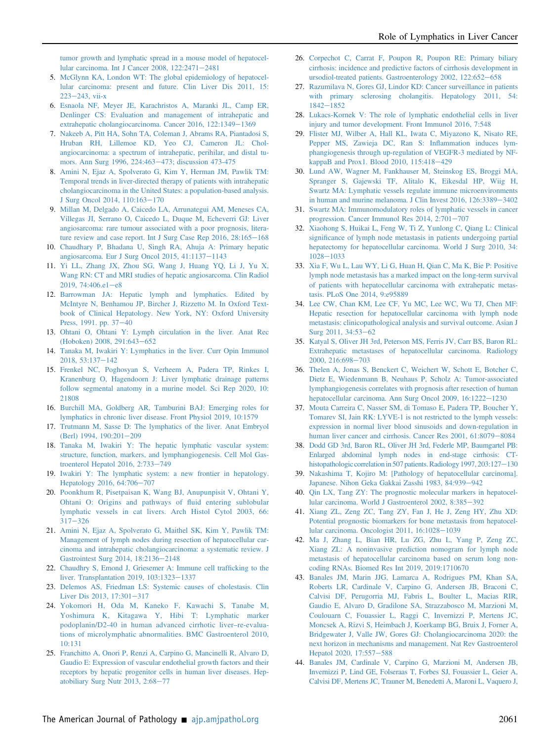tumor growth and lymphatic spread in a mouse model of hepatocellular carcinoma. Int J Cancer 2008, 122:2471–2481

5. McGlynn KA, London WT: The global epidemiology of hepatocellular carcinoma: present and future. Clin Liver Dis 2011, 15: 223–243, vii-x
6. Esnaola NF, Meyer JE, Karachristos A, Maranki JL, Camp ER, Denlinger CS: Evaluation and management of intrahepatic and extrahepatic cholangiocarcinoma. Cancer 2016, 122:1349–1369
7. Nakeeb A, Pitt HA, Sohn TA, Coleman J, Abrams RA, Piantadosi S, Hruban RH, Lillemoe KD, Yeo CJ, Cameron JL: Cholangiocarcinoma: a spectrum of intrahepatic, perihilar, and distal tumors. Ann Surg 1996, 224:463–473; discussion 473-475
8. Amini N, Ejaz A, Spolverato G, Kim Y, Herman JM, Pawlik TM: Temporal trends in liver-directed therapy of patients with intrahepatic cholangiocarcinoma in the United States: a population-based analysis. J Surg Oncol 2014, 110:163–170
9. Millan M, Delgado A, Caicedo LA, Arrunategui AM, Meneses CA, Villegas JI, Serrano O, Caicedo L, Duque M, Echeverri GJ: Liver angiosarcoma: rare tumour associated with a poor prognosis, literature review and case report. Int J Surg Case Rep 2016, 28:165–168
10. Chaudhary P, Bhadana U, Singh RA, Ahuja A: Primary hepatic angiosarcoma. Eur J Surg Oncol 2015, 41:1137–1143
11. Yi LL, Zhang JX, Zhou SG, Wang J, Huang YQ, Li J, Yu X, Wang RN: CT and MRI studies of hepatic angiosarcoma. Clin Radiol 2019, 74:406.e1–e8
12. Barrowman JA: Hepatic lymph and lymphatics. Edited by McIntyre N, Benhamou JP, Bircher J, Rizzetto M. In Oxford Textbook of Clinical Hepatology. New York, NY: Oxford University Press, 1991. pp. 37–40
13. Ohtani O, Ohtani Y: Lymph circulation in the liver. Anat Rec (Hoboken) 2008, 291:643–652
14. Tanaka M, Iwakiri Y: Lymphatics in the liver. Curr Opin Immunol 2018, 53:137–142
15. Frenkel NC, Poghosyan S, Verheem A, Padera TP, Rinkes I, Kranenburg O, Hagendoorn J: Liver lymphatic drainage patterns follow segmental anatomy in a murine model. Sci Rep 2020, 10: 21808
16. Burchill MA, Goldberg AR, Tamburini BAJ: Emerging roles for lymphatics in chronic liver disease. Front Physiol 2019, 10:1579
17. Trutmann M, Sasse D: The lymphatics of the liver. Anat Embryol (Berl) 1994, 190:201–209
18. Tanaka M, Iwakiri Y: The hepatic lymphatic vascular system: structure, function, markers, and lymphangiogenesis. Cell Mol Gastroenterol Hepatol 2016, 2:733–749
19. Iwakiri Y: The lymphatic system: a new frontier in hepatology. Hepatology 2016, 64:706–707
20. Poonkhum R, Pisetpaisan K, Wang BJ, Anupunpisit V, Ohtani Y, Ohtani O: Origins and pathways of fluid entering sublobular lymphatic vessels in cat livers. Arch Histol Cytol 2003, 66: 317–326
21. Amini N, Ejaz A, Spolverato G, Maithel SK, Kim Y, Pawlik TM: Management of lymph nodes during resection of hepatocellular carcinoma and intrahepatic cholangiocarcinoma: a systematic review. J Gastrointest Surg 2014, 18:2136–2148
22. Chaudhry S, Emond J, Griesemer A: Immune cell trafficking to the liver. Transplantation 2019, 103:1323–1337
23. Delemos AS, Friedman LS: Systemic causes of cholestasis. Clin Liver Dis 2013, 17:301–317
24. Yokomori H, Oda M, Kaneko F, Kawachi S, Tanabe M, Yoshimura K, Kitagawa Y, Hibi T: Lymphatic marker podoplanin/D2-40 in human advanced cirrhotic liver–re-evaluations of microlymphatic abnormalities. BMC Gastroenterol 2010, 10:131
25. Franchitto A, Onori P, Renzi A, Carpino G, Mancinelli R, Alvaro D, Gaudio E: Expression of vascular endothelial growth factors and their receptors by hepatic progenitor cells in human liver diseases. Hepatobiliary Surg Nutr 2013, 2:68–77
26. Corpechot C, Carrat F, Poupon R, Poupon RE: Primary biliary cirrhosis: incidence and predictive factors of cirrhosis development in ursodiol-treated patients. Gastroenterology 2002, 122:652–658
27. Razumilava N, Gores GJ, Lindor KD: Cancer surveillance in patients with primary sclerosing cholangitis. Hepatology 2011, 54: 1842–1852
28. Lukacs-Kornek V: The role of lymphatic endothelial cells in liver injury and tumor development. Front Immunol 2016, 7:548
29. Flister MJ, Wilber A, Hall KL, Iwata C, Miyazono K, Nisato RE, Pepper MS, Zawieja DC, Ran S: Inflammation induces lymphangiogenesis through up-regulation of VEGFR-3 mediated by NF-kappaB and Prox1. Blood 2010, 115:418–429
30. Lund AW, Wagner M, Fankhauser M, Steinskog ES, Broggi MA, Spranger S, Gajewski TF, Alitalo K, Eikesdal HP, Wiig H, Swartz MA: Lymphatic vessels regulate immune microenvironments in human and murine melanoma. J Clin Invest 2016, 126:3389–3402
31. Swartz MA: Immunomodulatory roles of lymphatic vessels in cancer progression. Cancer Immunol Res 2014, 2:701–707
32. Xiaohong S, Huikai L, Feng W, Ti Z, Yunlong C, Qiang L: Clinical significance of lymph node metastasis in patients undergoing partial hepatectomy for hepatocellular carcinoma. World J Surg 2010, 34: 1028–1033
33. Xia F, Wu L, Lau WY, Li G, Huan H, Qian C, Ma K, Bie P: Positive lymph node metastasis has a marked impact on the long-term survival of patients with hepatocellular carcinoma with extrahepatic metastasis. PLoS One 2014, 9:e95889
34. Lee CW, Chan KM, Lee CF, Yu MC, Lee WC, Wu TJ, Chen MF: Hepatic resection for hepatocellular carcinoma with lymph node metastasis: clinicopathological analysis and survival outcome. Asian J Surg 2011, 34:53–62
35. Katyal S, Oliver JH 3rd, Peterson MS, Ferris JV, Carr BS, Baron RL: Extrahepatic metastases of hepatocellular carcinoma. Radiology 2000, 216:698–703
36. Thelen A, Jonas S, Benckert C, Weichert W, Schott E, Botcher C, Dietz E, Wiedenmann B, Neuhaus P, Scholz A: Tumor-associated lymphangiogenesis correlates with prognosis after resection of human hepatocellular carcinoma. Ann Surg Oncol 2009, 16:1222–1230
37. Mouta Carreira C, Nasser SM, di Tomaso E, Padera TP, Boucher Y, Tomarev SI, Jain RK: LYVE-1 is not restricted to the lymph vessels: expression in normal liver blood sinusoids and down-regulation in human liver cancer and cirrhosis. Cancer Res 2001, 61:8079–8084
38. Dodd GD 3rd, Baron RL, Oliver JH 3rd, Federle MP, Baumgartel PB: Enlarged abdominal lymph nodes in end-stage cirrhosis: CT-histopathologic correlation in 507 patients. Radiology 1997, 203:127–130
39. Nakashima T, Kojiro M: [Pathology of hepatocellular carcinoma]. Japanese. Nihon Geka Gakkai Zasshi 1983, 84:939–942
40. Qin LX, Tang ZY: The prognostic molecular markers in hepatocellular carcinoma. World J Gastroenterol 2002, 8:385–392
41. Xiang ZL, Zeng ZC, Tang ZY, Fan J, He J, Zeng HY, Zhu XD: Potential prognostic biomarkers for bone metastasis from hepatocellular carcinoma. Oncologist 2011, 16:1028–1039
42. Ma J, Zhang L, Bian HR, Lu ZG, Zhu L, Yang P, Zeng ZC, Xiang ZL: A noninvasive prediction nomogram for lymph node metastasis of hepatocellular carcinoma based on serum long noncoding RNAs. Biomed Res Int 2019, 2019:1710670
43. Banales JM, Marin JJG, Lamarca A, Rodrigues PM, Khan SA, Roberts LR, Cardinale V, Carpino G, Andersen JB, Braconi C, Calvisi DF, Perugorria MJ, Fabris L, Boulter L, Macias RIR, Gaudio E, Alvaro D, Gradilone SA, Strazzabosco M, Marzioni M, Coulouarn C, Fouassier L, Raggi C, Invernizzi P, Mertens JC, Moncsek A, Rizvi S, Heimbach J, Koerkamp BG, Bruix J, Forner A, Bridgewater J, Valle JW, Gores GJ: Cholangiocarcinoma 2020: the next horizon in mechanisms and management. Nat Rev Gastroenterol Hepatol 2020, 17:557–588
44. Banales JM, Cardinale V, Carpino G, Marzioni M, Andersen JB, Invernizzi P, Lind GE, Folseraas T, Forbes SJ, Fouassier L, Geier A, Calvisi DF, Mertens JC, Trauner M, Benedetti A, Maroni L, Vaquero J,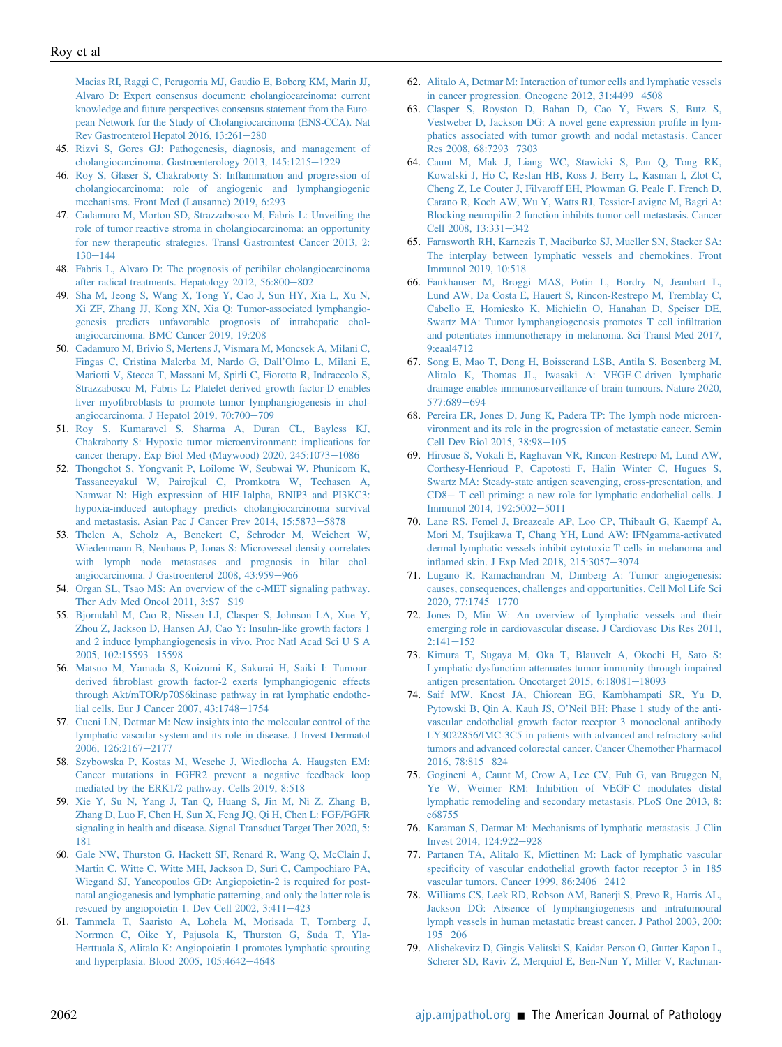Macias RI, Raggi C, Perugorria MJ, Gaudio E, Boberg KM, Marin JJ, Alvaro D: Expert consensus document: cholangiocarcinoma: current knowledge and future perspectives consensus statement from the European Network for the Study of Cholangiocarcinoma (ENS-CCA). Nat Rev Gastroenterol Hepatol 2016, 13:261−280

45. Rizvi S, Gores GJ: Pathogenesis, diagnosis, and management of cholangiocarcinoma. Gastroenterology 2013, 145:1215−1229
46. Roy S, Glaser S, Chakraborty S: Inflammation and progression of cholangiocarcinoma: role of angiogenic and lymphangiogenic mechanisms. Front Med (Lausanne) 2019, 6:293
47. Cadamuro M, Morton SD, Strazzabosco M, Fabris L: Unveiling the role of tumor reactive stroma in cholangiocarcinoma: an opportunity for new therapeutic strategies. Transl Gastrointest Cancer 2013, 2: 130−144
48. Fabris L, Alvaro D: The prognosis of perihilar cholangiocarcinoma after radical treatments. Hepatology 2012, 56:800−802
49. Sha M, Jeong S, Wang X, Tong Y, Cao J, Sun HY, Xia L, Xu N, Xi ZF, Zhang JJ, Kong XN, Xia Q: Tumor-associated lymphangiogenesis predicts unfavorable prognosis of intrahepatic cholangiocarcinoma. BMC Cancer 2019, 19:208
50. Cadamuro M, Brivio S, Mertens J, Vismara M, Moncsek A, Milani C, Fingas C, Cristina Malerba M, Nardo G, Dall'Olmo L, Milani E, Mariotti V, Stecca T, Massani M, Spirli C, Fiorotto R, Indraccolo S, Strazzabosco M, Fabris L: Platelet-derived growth factor-D enables liver myofibroblasts to promote tumor lymphangiogenesis in cholangiocarcinoma. J Hepatol 2019, 70:700−709
51. Roy S, Kumaravel S, Sharma A, Duran CL, Bayless KJ, Chakraborty S: Hypoxic tumor microenvironment: implications for cancer therapy. Exp Biol Med (Maywood) 2020, 245:1073−1086
52. Thongchot S, Yongvanit P, Loilome W, Seubwai W, Phunicom K, Tassaneeyakul W, Pairojkul C, Promkotra W, Techasen A, Namwat N: High expression of HIF-1alpha, BNIP3 and PI3KC3: hypoxia-induced autophagy predicts cholangiocarcinoma survival and metastasis. Asian Pac J Cancer Prev 2014, 15:5873−5878
53. Thelen A, Scholz A, Benckert C, Schroder M, Weichert W, Wiedenmann B, Neuhaus P, Jonas S: Microvessel density correlates with lymph node metastases and prognosis in hilar cholangiocarcinoma. J Gastroenterol 2008, 43:959−966
54. Organ SL, Tsao MS: An overview of the c-MET signaling pathway. Ther Adv Med Oncol 2011, 3:S7−S19
55. Bjorndahl M, Cao R, Nissen LJ, Clasper S, Johnson LA, Xue Y, Zhou Z, Jackson D, Hansen AJ, Cao Y: Insulin-like growth factors 1 and 2 induce lymphangiogenesis in vivo. Proc Natl Acad Sci U S A 2005, 102:15593−15598
56. Matsuo M, Yamada S, Koizumi K, Sakurai H, Saiki I: Tumour-derived fibroblast growth factor-2 exerts lymphangiogenic effects through Akt/mTOR/p70S6kinase pathway in rat lymphatic endothelial cells. Eur J Cancer 2007, 43:1748−1754
57. Cueni LN, Detmar M: New insights into the molecular control of the lymphatic vascular system and its role in disease. J Invest Dermatol 2006, 126:2167−2177
58. Szybowska P, Kostas M, Wesche J, Wiedlocha A, Haugsten EM: Cancer mutations in FGFR2 prevent a negative feedback loop mediated by the ERK1/2 pathway. Cells 2019, 8:518
59. Xie Y, Su N, Yang J, Tan Q, Huang S, Jin M, Ni Z, Zhang B, Zhang D, Luo F, Chen H, Sun X, Feng JQ, Qi H, Chen L: FGF/FGFR signaling in health and disease. Signal Transduct Target Ther 2020, 5: 181
60. Gale NW, Thurston G, Hackett SF, Renard R, Wang Q, McClain J, Martin C, Witte C, Witte MH, Jackson D, Suri C, Campochiaro PA, Wiegand SJ, Yancopoulos GD: Angiopoietin-2 is required for postnatal angiogenesis and lymphatic patterning, and only the latter role is rescued by angiopoietin-1. Dev Cell 2002, 3:411−423
61. Tammela T, Saaristo A, Lohela M, Morisada T, Tornberg J, Norrmen C, Oike Y, Pajusola K, Thurston G, Suda T, Yla-Herttuala S, Alitalo K: Angiopoietin-1 promotes lymphatic sprouting and hyperplasia. Blood 2005, 105:4642−4648
62. Alitalo A, Detmar M: Interaction of tumor cells and lymphatic vessels in cancer progression. Oncogene 2012, 31:4499−4508
63. Clasper S, Royston D, Baban D, Cao Y, Ewers S, Butz S, Vestweber D, Jackson DG: A novel gene expression profile in lymphatics associated with tumor growth and nodal metastasis. Cancer Res 2008, 68:7293−7303
64. Caunt M, Mak J, Liang WC, Stawicki S, Pan Q, Tong RK, Kowalski J, Ho C, Reslan HB, Ross J, Berry L, Kasman I, Zlot C, Cheng Z, Le Couter J, Filvaroff EH, Plowman G, Peale F, French D, Carano R, Koch AW, Wu Y, Watts RJ, Tessier-Lavigne M, Bagri A: Blocking neuropilin-2 function inhibits tumor cell metastasis. Cancer Cell 2008, 13:331−342
65. Farnsworth RH, Karnezis T, Maciburko SJ, Mueller SN, Stacker SA: The interplay between lymphatic vessels and chemokines. Front Immunol 2019, 10:518
66. Fankhauser M, Broggi MAS, Potin L, Bordry N, Jeanbart L, Lund AW, Da Costa E, Hauert S, Rincon-Restrepo M, Tremblay C, Cabello E, Homicsko K, Michielin O, Hanahan D, Speiser DE, Swartz MA: Tumor lymphangiogenesis promotes T cell infiltration and potentiates immunotherapy in melanoma. Sci Transl Med 2017, 9:eaal4712
67. Song E, Mao T, Dong H, Boisserand LSB, Antila S, Bosenberg M, Alitalo K, Thomas JL, Iwasaki A: VEGF-C-driven lymphatic drainage enables immunosurveillance of brain tumours. Nature 2020, 577:689−694
68. Pereira ER, Jones D, Jung K, Padera TP: The lymph node microenvironment and its role in the progression of metastatic cancer. Semin Cell Dev Biol 2015, 38:98−105
69. Hirosue S, Vokali E, Raghavan VR, Rincon-Restrepo M, Lund AW, Corthesy-Henrioud P, Capotosti F, Halin Winter C, Hugues S, Swartz MA: Steady-state antigen scavenging, cross-presentation, and CD8+ T cell priming: a new role for lymphatic endothelial cells. J Immunol 2014, 192:5002−5011
70. Lane RS, Femel J, Breazeale AP, Loo CP, Thibault G, Kaempf A, Mori M, Tsujikawa T, Chang YH, Lund AW: IFNgamma-activated dermal lymphatic vessels inhibit cytotoxic T cells in melanoma and inflamed skin. J Exp Med 2018, 215:3057−3074
71. Lugano R, Ramachandran M, Dimberg A: Tumor angiogenesis: causes, consequences, challenges and opportunities. Cell Mol Life Sci 2020, 77:1745−1770
72. Jones D, Min W: An overview of lymphatic vessels and their emerging role in cardiovascular disease. J Cardiovasc Dis Res 2011, 2:141−152
73. Kimura T, Sugaya M, Oka T, Blauvelt A, Okochi H, Sato S: Lymphatic dysfunction attenuates tumor immunity through impaired antigen presentation. Oncotarget 2015, 6:18081−18093
74. Saif MW, Knost JA, Chiorean EG, Kambhampati SR, Yu D, Pytowski B, Qin A, Kauh JS, O'Neil BH: Phase 1 study of the anti-vascular endothelial growth factor receptor 3 monoclonal antibody LY3022856/IMC-3C5 in patients with advanced and refractory solid tumors and advanced colorectal cancer. Cancer Chemother Pharmacol 2016, 78:815−824
75. Gogineni A, Caunt M, Crow A, Lee CV, Fuh G, van Bruggen N, Ye W, Weimer RM: Inhibition of VEGF-C modulates distal lymphatic remodeling and secondary metastasis. PLoS One 2013, 8: e68755
76. Karaman S, Detmar M: Mechanisms of lymphatic metastasis. J Clin Invest 2014, 124:922−928
77. Partanen TA, Alitalo K, Miettinen M: Lack of lymphatic vascular specificity of vascular endothelial growth factor receptor 3 in 185 vascular tumors. Cancer 1999, 86:2406−2412
78. Williams CS, Leek RD, Robson AM, Banerji S, Prevo R, Harris AL, Jackson DG: Absence of lymphangiogenesis and intratumoural lymph vessels in human metastatic breast cancer. J Pathol 2003, 200: 195−206
79. Alishekevitz D, Gingis-Velitski S, Kaidar-Person O, Gutter-Kapon L, Scherer SD, Raviv Z, Merquiol E, Ben-Nun Y, Miller V, Rachman-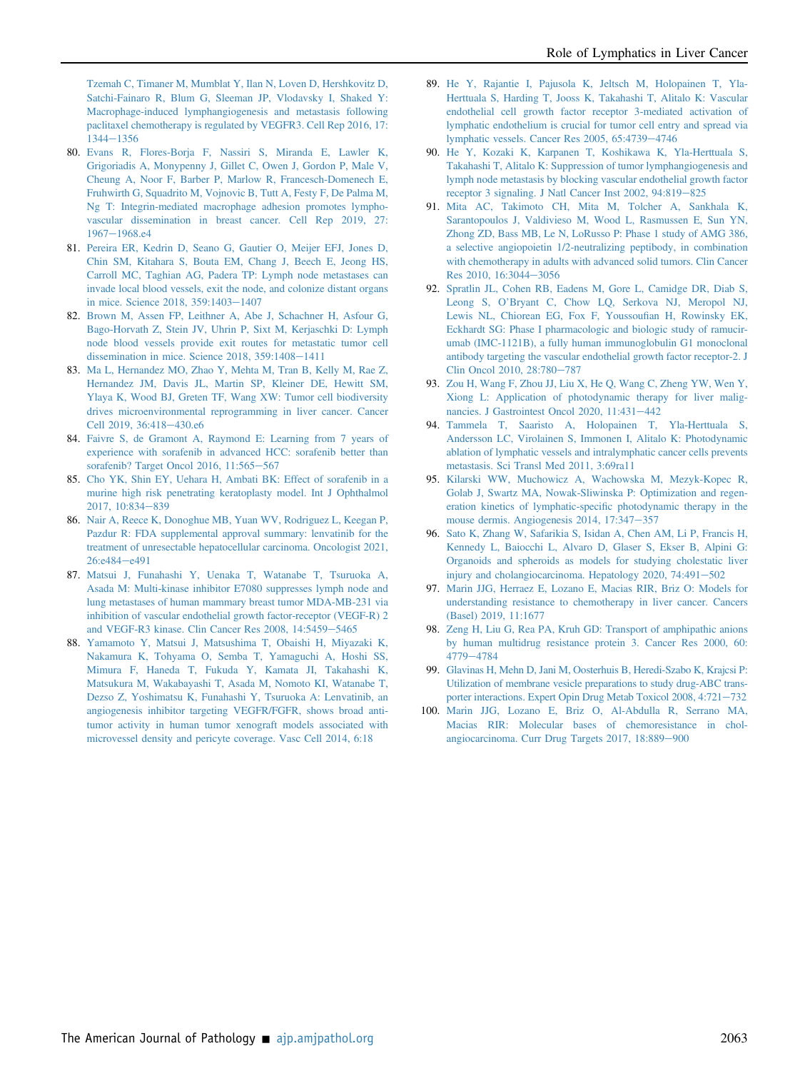Tzemah C, Timaner M, Mumblat Y, Ilan N, Loven D, Hershkovitz D, Satchi-Fainaro R, Blum G, Sleeman JP, Vlodavsky I, Shaked Y: Macrophage-induced lymphangiogenesis and metastasis following paclitaxel chemotherapy is regulated by VEGFR3. Cell Rep 2016, 17:1344–1356

80. Evans R, Flores-Borja F, Nassiri S, Miranda E, Lawler K, Grigoriadis A, Monypenny J, Gillet C, Owen J, Gordon P, Male V, Cheung A, Noor F, Barber P, Marlow R, Francesch-Domenech E, Fruhwirth G, Squadrito M, Vojnovic B, Tutt A, Festy F, De Palma M, Ng T: Integrin-mediated macrophage adhesion promotes lymphovascular dissemination in breast cancer. Cell Rep 2019, 27:1967–1968.e4
81. Pereira ER, Kedrin D, Seano G, Gautier O, Meijer EFJ, Jones D, Chin SM, Kitahara S, Bouta EM, Chang J, Beech E, Jeong HS, Carroll MC, Taghian AG, Padera TP: Lymph node metastases can invade local blood vessels, exit the node, and colonize distant organs in mice. Science 2018, 359:1403–1407
82. Brown M, Assen FP, Leithner A, Abe J, Schachner H, Asfour G, Bago-Horvath Z, Stein JV, Uhrin P, Sixt M, Kerjaschki D: Lymph node blood vessels provide exit routes for metastatic tumor cell dissemination in mice. Science 2018, 359:1408–1411
83. Ma L, Hernandez MO, Zhao Y, Mehta M, Tran B, Kelly M, Rae Z, Hernandez JM, Davis JL, Martin SP, Kleiner DE, Hewitt SM, Ylaya K, Wood BJ, Greten TF, Wang XW: Tumor cell biodiversity drives microenvironmental reprogramming in liver cancer. Cancer Cell 2019, 36:418–430.e6
84. Faivre S, de Gramont A, Raymond E: Learning from 7 years of experience with sorafenib in advanced HCC: sorafenib better than sorafenib? Target Oncol 2016, 11:565–567
85. Cho YK, Shin EY, Uehara H, Ambati BK: Effect of sorafenib in a murine high risk penetrating keratoplasty model. Int J Ophthalmol 2017, 10:834–839
86. Nair A, Reece K, Donoghue MB, Yuan WV, Rodriguez L, Keegan P, Pazdur R: FDA supplemental approval summary: lenvatinib for the treatment of unresectable hepatocellular carcinoma. Oncologist 2021, 26:e484–e491
87. Matsui J, Funahashi Y, Uenaka T, Watanabe T, Tsuruoka A, Asada M: Multi-kinase inhibitor E7080 suppresses lymph node and lung metastases of human mammary breast tumor MDA-MB-231 via inhibition of vascular endothelial growth factor-receptor (VEGF-R) 2 and VEGF-R3 kinase. Clin Cancer Res 2008, 14:5459–5465
88. Yamamoto Y, Matsui J, Matsushima T, Obaishi H, Miyazaki K, Nakamura K, Tohyama O, Semba T, Yamaguchi A, Hoshi SS, Mimura F, Haneda T, Fukuda Y, Kamata JI, Takahashi K, Matsukura M, Wakabayashi T, Asada M, Nomoto KI, Watanabe T, Dezso Z, Yoshimatsu K, Funahashi Y, Tsuruoka A: Lenvatinib, an angiogenesis inhibitor targeting VEGFR/FGFR, shows broad antitumor activity in human tumor xenograft models associated with microvessel density and pericyte coverage. Vasc Cell 2014, 6:18
89. He Y, Rajantie I, Pajusola K, Jeltsch M, Holopainen T, Yla-Herttuala S, Harding T, Jooss K, Takahashi T, Alitalo K: Vascular endothelial cell growth factor receptor 3-mediated activation of lymphatic endothelium is crucial for tumor cell entry and spread via lymphatic vessels. Cancer Res 2005, 65:4739–4746
90. He Y, Kozaki K, Karpanen T, Koshikawa K, Yla-Herttuala S, Takahashi T, Alitalo K: Suppression of tumor lymphangiogenesis and lymph node metastasis by blocking vascular endothelial growth factor receptor 3 signaling. J Natl Cancer Inst 2002, 94:819–825
91. Mita AC, Takimoto CH, Mita M, Tolcher A, Sankhala K, Sarantopoulos J, Valdivieso M, Wood L, Rasmussen E, Sun YN, Zhong ZD, Bass MB, Le N, LoRusso P: Phase 1 study of AMG 386, a selective angiopoietin 1/2-neutralizing peptibody, in combination with chemotherapy in adults with advanced solid tumors. Clin Cancer Res 2010, 16:3044–3056
92. Spratlin JL, Cohen RB, Eadens M, Gore L, Camidge DR, Diab S, Leong S, O'Bryant C, Chow LQ, Serkova NJ, Meropol NJ, Lewis NL, Chiorean EG, Fox F, Youssoufian H, Rowinsky EK, Eckhardt SG: Phase I pharmacologic and biologic study of ramucirumab (IMC-1121B), a fully human immunoglobulin G1 monoclonal antibody targeting the vascular endothelial growth factor receptor-2. J Clin Oncol 2010, 28:780–787
93. Zou H, Wang F, Zhou JJ, Liu X, He Q, Wang C, Zheng YW, Wen Y, Xiong L: Application of photodynamic therapy for liver malignancies. J Gastrointest Oncol 2020, 11:431–442
94. Tammela T, Saaristo A, Holopainen T, Yla-Herttuala S, Andersson LC, Virolainen S, Immonen I, Alitalo K: Photodynamic ablation of lymphatic vessels and intralymphatic cancer cells prevents metastasis. Sci Transl Med 2011, 3:69ra11
95. Kilarski WW, Muchowicz A, Wachowska M, Mezyk-Kopec R, Golab J, Swartz MA, Nowak-Sliwinska P: Optimization and regeneration kinetics of lymphatic-specific photodynamic therapy in the mouse dermis. Angiogenesis 2014, 17:347–357
96. Sato K, Zhang W, Safarikia S, Isidan A, Chen AM, Li P, Francis H, Kennedy L, Baiocchi L, Alvaro D, Glaser S, Ekser B, Alpini G: Organoids and spheroids as models for studying cholestatic liver injury and cholangiocarcinoma. Hepatology 2020, 74:491–502
97. Marin JJG, Herraez E, Lozano E, Macias RIR, Briz O: Models for understanding resistance to chemotherapy in liver cancer. Cancers (Basel) 2019, 11:1677
98. Zeng H, Liu G, Rea PA, Kruh GD: Transport of amphipathic anions by human multidrug resistance protein 3. Cancer Res 2000, 60:4779–4784
99. Glavinas H, Mehn D, Jani M, Oosterhuis B, Heredi-Szabo K, Krajcsi P: Utilization of membrane vesicle preparations to study drug-ABC transporter interactions. Expert Opin Drug Metab Toxicol 2008, 4:721–732
100. Marin JJG, Lozano E, Briz O, Al-Abdulla R, Serrano MA, Macias RIR: Molecular bases of chemoresistance in cholangiocarcinoma. Curr Drug Targets 2017, 18:889–900